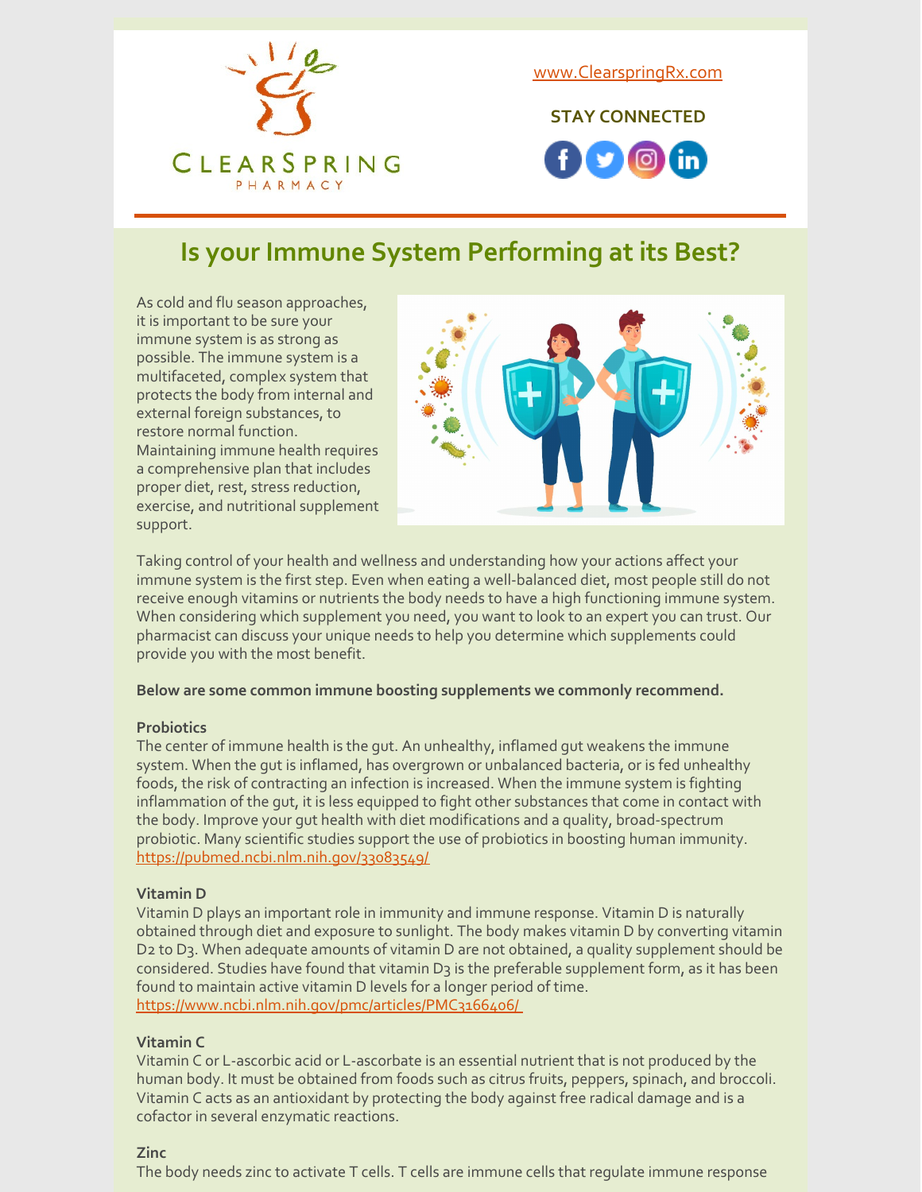www.ClearspringRx.com

STAY CONNECTED

# Is your Immune System Performing at its Best?

As cold and flu season approaches, it is important to be sure your immune system is as strong as possible. The immune system is a multifaceted, complex system that protects the body from internal and external foreign substances, to restore normal function. Maintaining immune health requires a comprehensive plan that includes proper diet, rest, stress reduction, exercise, and nutritional supplement support.

Taking control of your health and wellness and understanding how your actions affect your immune system is the first step. Even when eating a well-balanced diet, most people still do not receive enough vitamins or nutrients the body needs to have a high functioning immune system. When considering which supplement you need, you want to look to an expert you can trust. Our pharmacist can discuss your unique needs to help you determine which supplements could provide you with the most benefit.

**Below are some common immune boosting supplements we commonly recommend.**

**Probiotics**
The center of immune health is the gut. An unhealthy, inflamed gut weakens the immune system. When the gut is inflamed, has overgrown or unbalanced bacteria, or is fed unhealthy foods, the risk of contracting an infection is increased. When the immune system is fighting inflammation of the gut, it is less equipped to fight other substances that come in contact with the body. Improve your gut health with diet modifications and a quality, broad-spectrum probiotic. Many scientific studies support the use of probiotics in boosting human immunity.
https://pubmed.ncbi.nlm.nih.gov/33083549/

**Vitamin D**
Vitamin D plays an important role in immunity and immune response. Vitamin D is naturally obtained through diet and exposure to sunlight. The body makes vitamin D by converting vitamin D2 to D3. When adequate amounts of vitamin D are not obtained, a quality supplement should be considered. Studies have found that vitamin D3 is the preferable supplement form, as it has been found to maintain active vitamin D levels for a longer period of time.
https://www.ncbi.nlm.nih.gov/pmc/articles/PMC3166406/

**Vitamin C**
Vitamin C or L-ascorbic acid or L-ascorbate is an essential nutrient that is not produced by the human body. It must be obtained from foods such as citrus fruits, peppers, spinach, and broccoli. Vitamin C acts as an antioxidant by protecting the body against free radical damage and is a cofactor in several enzymatic reactions.

**Zinc**
The body needs zinc to activate T cells. T cells are immune cells that regulate immune response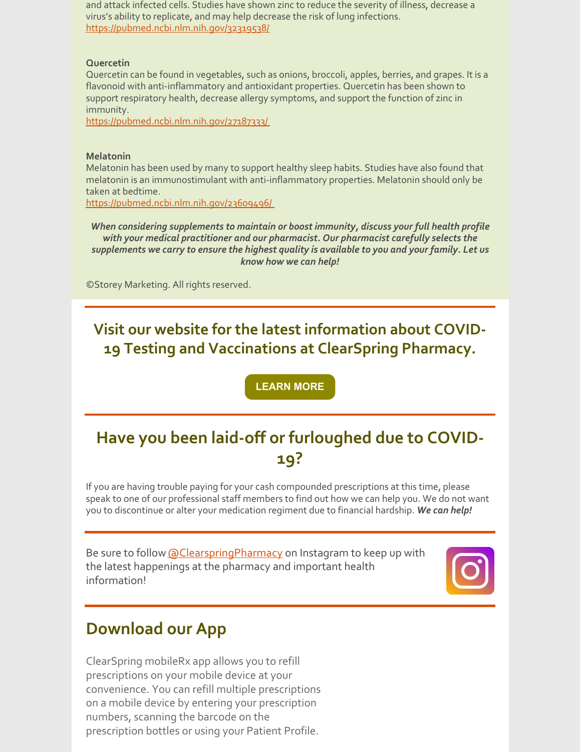and attack infected cells. Studies have shown zinc to reduce the severity of illness, decrease a virus's ability to replicate, and may help decrease the risk of lung infections.
https://pubmed.ncbi.nlm.nih.gov/32319538/

**Quercetin**
Quercetin can be found in vegetables, such as onions, broccoli, apples, berries, and grapes. It is a flavonoid with anti-inflammatory and antioxidant properties. Quercetin has been shown to support respiratory health, decrease allergy symptoms, and support the function of zinc in immunity.
https://pubmed.ncbi.nlm.nih.gov/27187333/

**Melatonin**
Melatonin has been used by many to support healthy sleep habits. Studies have also found that melatonin is an immunostimulant with anti-inflammatory properties. Melatonin should only be taken at bedtime.
https://pubmed.ncbi.nlm.nih.gov/23609496/

***When considering supplements to maintain or boost immunity, discuss your full health profile with your medical practitioner and our pharmacist. Our pharmacist carefully selects the supplements we carry to ensure the highest quality is available to you and your family. Let us know how we can help!***

©Storey Marketing. All rights reserved.

## Visit our website for the latest information about COVID-19 Testing and Vaccinations at ClearSpring Pharmacy.

LEARN MORE

## Have you been laid-off or furloughed due to COVID-19?

If you are having trouble paying for your cash compounded prescriptions at this time, please speak to one of our professional staff members to find out how we can help you. We do not want you to discontinue or alter your medication regiment due to financial hardship. ***We can help!***

Be sure to follow @ClearspringPharmacy on Instagram to keep up with the latest happenings at the pharmacy and important health information!

## Download our App

ClearSpring mobileRx app allows you to refill prescriptions on your mobile device at your convenience. You can refill multiple prescriptions on a mobile device by entering your prescription numbers, scanning the barcode on the prescription bottles or using your Patient Profile.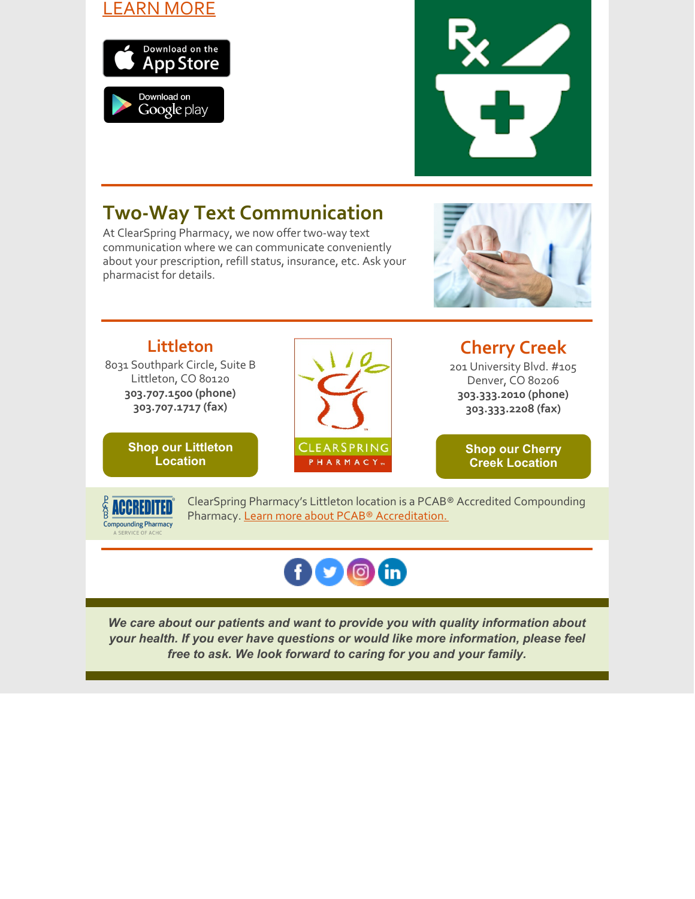LEARN MORE

Download on the App Store

Download on Google play

## Two-Way Text Communication

At ClearSpring Pharmacy, we now offer two-way text communication where we can communicate conveniently about your prescription, refill status, insurance, etc. Ask your pharmacist for details.

### Littleton

8031 Southpark Circle, Suite B
Littleton, CO 80120
**303.707.1500 (phone)**
**303.707.1717 (fax)**

**Shop our Littleton Location**

CLEARSPRING PHARMACY

### Cherry Creek

201 University Blvd. #105
Denver, CO 80206
**303.333.2010 (phone)**
**303.333.2208 (fax)**

**Shop our Cherry Creek Location**

PCAB ACCREDITED Compounding Pharmacy A SERVICE OF ACHC

ClearSpring Pharmacy's Littleton location is a PCAB® Accredited Compounding Pharmacy. Learn more about PCAB® Accreditation.

***We care about our patients and want to provide you with quality information about your health. If you ever have questions or would like more information, please feel free to ask. We look forward to caring for you and your family.***